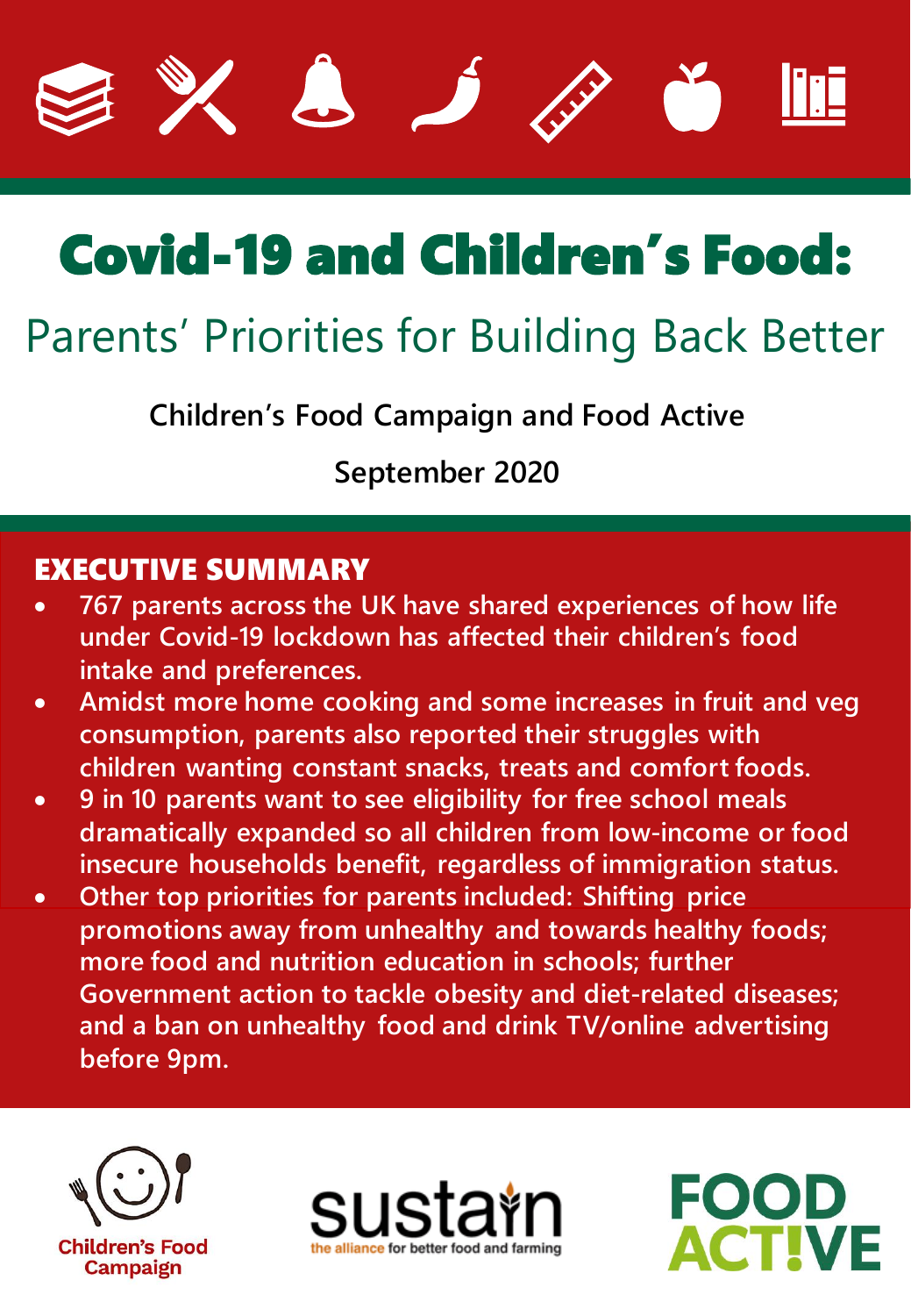# Covid-19 and Children's Food:

## Parents' Priorities for Building Back Better

**Children's Food Campaign and Food Active**

**September 2020**

## EXECUTIVE SUMMARY

- **767 parents across the UK have shared experiences of how life under Covid-19 lockdown has affected their children's food intake and preferences.**
- **Amidst more home cooking and some increases in fruit and veg consumption, parents also reported their struggles with children wanting constant snacks, treats and comfort foods.**
- **9 in 10 parents want to see eligibility for free school meals dramatically expanded so all children from low-income or food insecure households benefit, regardless of immigration status.**
- **Other top priorities for parents included: Shifting price promotions away from unhealthy and towards healthy foods; more food and nutrition education in schools; further Government action to tackle obesity and diet-related diseases; and a ban on unhealthy food and drink TV/online advertising before 9pm.**

Children's Food Campaign

sustain — the alliance for better food and farming

FOOD ACTIVE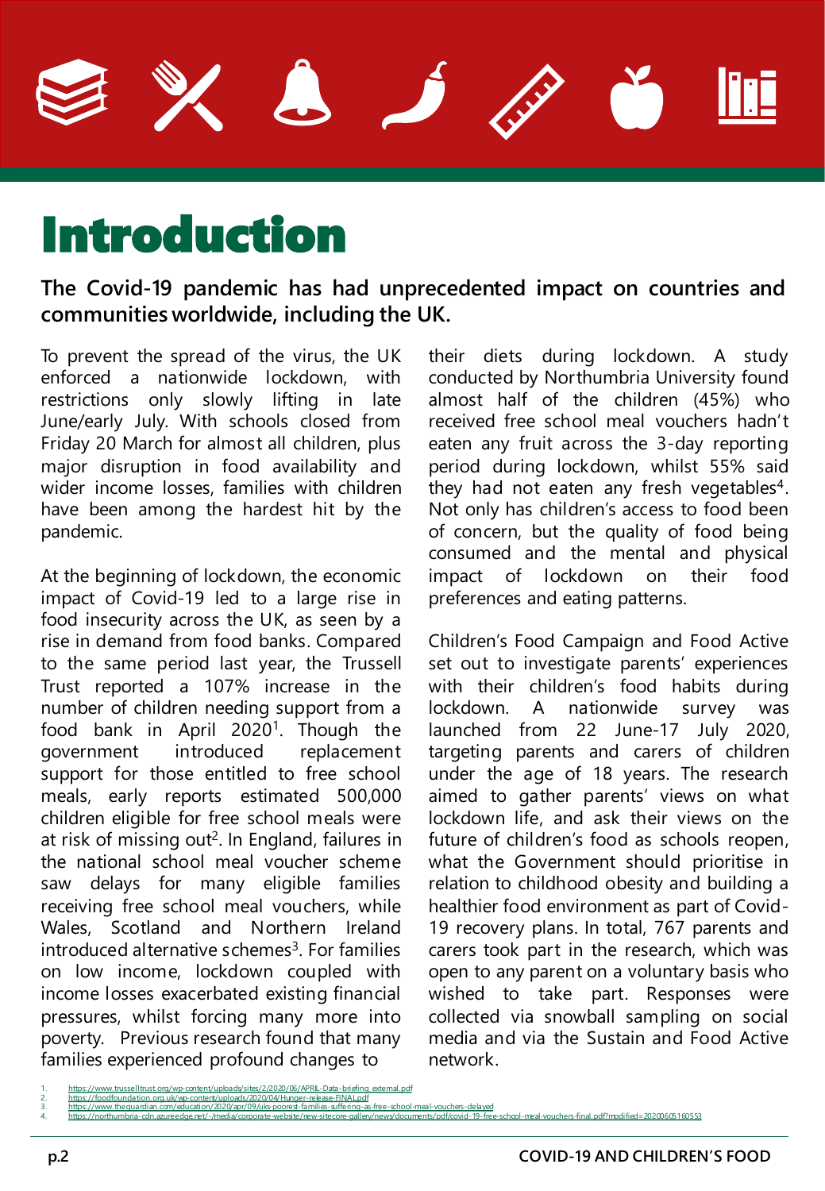# Introduction

**The Covid-19 pandemic has had unprecedented impact on countries and communities worldwide, including the UK.**

To prevent the spread of the virus, the UK enforced a nationwide lockdown, with restrictions only slowly lifting in late June/early July. With schools closed from Friday 20 March for almost all children, plus major disruption in food availability and wider income losses, families with children have been among the hardest hit by the pandemic.

At the beginning of lockdown, the economic impact of Covid-19 led to a large rise in food insecurity across the UK, as seen by a rise in demand from food banks. Compared to the same period last year, the Trussell Trust reported a 107% increase in the number of children needing support from a food bank in April 2020[1]. Though the government introduced replacement support for those entitled to free school meals, early reports estimated 500,000 children eligible for free school meals were at risk of missing out[2]. In England, failures in the national school meal voucher scheme saw delays for many eligible families receiving free school meal vouchers, while Wales, Scotland and Northern Ireland introduced alternative schemes[3]. For families on low income, lockdown coupled with income losses exacerbated existing financial pressures, whilst forcing many more into poverty. Previous research found that many families experienced profound changes to their diets during lockdown. A study conducted by Northumbria University found almost half of the children (45%) who received free school meal vouchers hadn't eaten any fruit across the 3-day reporting period during lockdown, whilst 55% said they had not eaten any fresh vegetables[4]. Not only has children's access to food been of concern, but the quality of food being consumed and the mental and physical impact of lockdown on their food preferences and eating patterns.

Children's Food Campaign and Food Active set out to investigate parents' experiences with their children's food habits during lockdown. A nationwide survey was launched from 22 June-17 July 2020, targeting parents and carers of children under the age of 18 years. The research aimed to gather parents' views on what lockdown life, and ask their views on the future of children's food as schools reopen, what the Government should prioritise in relation to childhood obesity and building a healthier food environment as part of Covid-19 recovery plans. In total, 767 parents and carers took part in the research, which was open to any parent on a voluntary basis who wished to take part. Responses were collected via snowball sampling on social media and via the Sustain and Food Active network.

1. https://www.trusselltrust.org/wp-content/uploads/sites/2/2020/06/APRIL-Data-briefing_external.pdf
2. https://foodfoundation.org.uk/wp-content/uploads/2020/04/Hunger-release-FINAL.pdf
3. https://www.theguardian.com/education/2020/apr/09/uks-poorest-families-suffering-as-free-school-meal-vouchers-delayed
4. https://northumbria-cdn.azureedge.net/-/media/corporate-website/new-sitecore-gallery/news/documents/pdf/covid-19-free-school-meal-vouchers-final.pdf?modified=20200605160553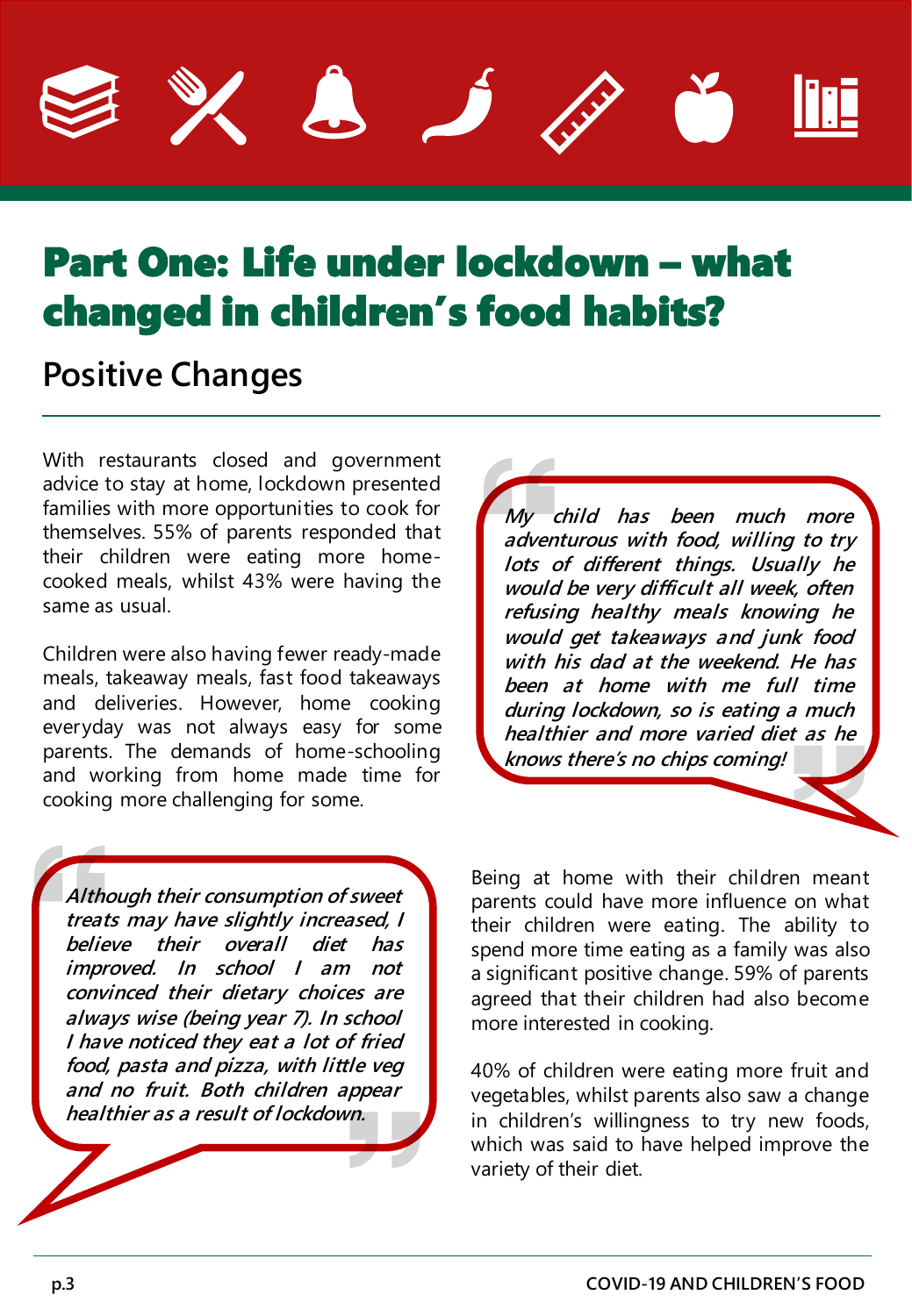# Part One: Life under lockdown – what changed in children's food habits?

## Positive Changes

With restaurants closed and government advice to stay at home, lockdown presented families with more opportunities to cook for themselves. 55% of parents responded that their children were eating more home-cooked meals, whilst 43% were having the same as usual.

Children were also having fewer ready-made meals, takeaway meals, fast food takeaways and deliveries. However, home cooking everyday was not always easy for some parents. The demands of home-schooling and working from home made time for cooking more challenging for some.

> *My child has been much more adventurous with food, willing to try lots of different things. Usually he would be very difficult all week, often refusing healthy meals knowing he would get takeaways and junk food with his dad at the weekend. He has been at home with me full time during lockdown, so is eating a much healthier and more varied diet as he knows there's no chips coming!*

> *Although their consumption of sweet treats may have slightly increased, I believe their overall diet has improved. In school I am not convinced their dietary choices are always wise (being year 7). In school I have noticed they eat a lot of fried food, pasta and pizza, with little veg and no fruit. Both children appear healthier as a result of lockdown.*

Being at home with their children meant parents could have more influence on what their children were eating. The ability to spend more time eating as a family was also a significant positive change. 59% of parents agreed that their children had also become more interested in cooking.

40% of children were eating more fruit and vegetables, whilst parents also saw a change in children's willingness to try new foods, which was said to have helped improve the variety of their diet.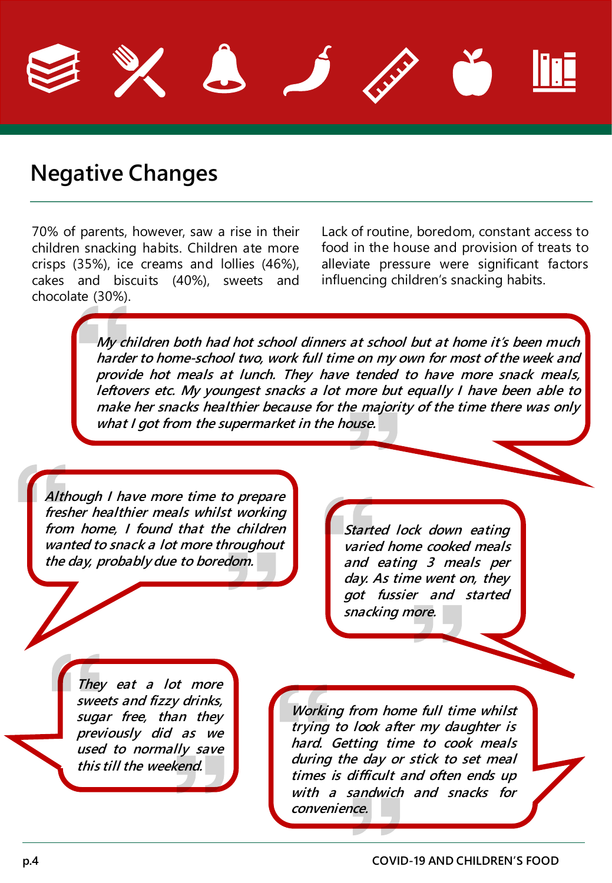## Negative Changes

70% of parents, however, saw a rise in their children snacking habits. Children ate more crisps (35%), ice creams and lollies (46%), cakes and biscuits (40%), sweets and chocolate (30%).

Lack of routine, boredom, constant access to food in the house and provision of treats to alleviate pressure were significant factors influencing children's snacking habits.

> *My children both had hot school dinners at school but at home it's been much harder to home-school two, work full time on my own for most of the week and provide hot meals at lunch. They have tended to have more snack meals, leftovers etc. My youngest snacks a lot more but equally I have been able to make her snacks healthier because for the majority of the time there was only what I got from the supermarket in the house.*

> *Although I have more time to prepare fresher healthier meals whilst working from home, I found that the children wanted to snack a lot more throughout the day, probably due to boredom.*

> *Started lock down eating varied home cooked meals and eating 3 meals per day. As time went on, they got fussier and started snacking more.*

> *They eat a lot more sweets and fizzy drinks, sugar free, than they previously did as we used to normally save this till the weekend.*

> *Working from home full time whilst trying to look after my daughter is hard. Getting time to cook meals during the day or stick to set meal times is difficult and often ends up with a sandwich and snacks for convenience.*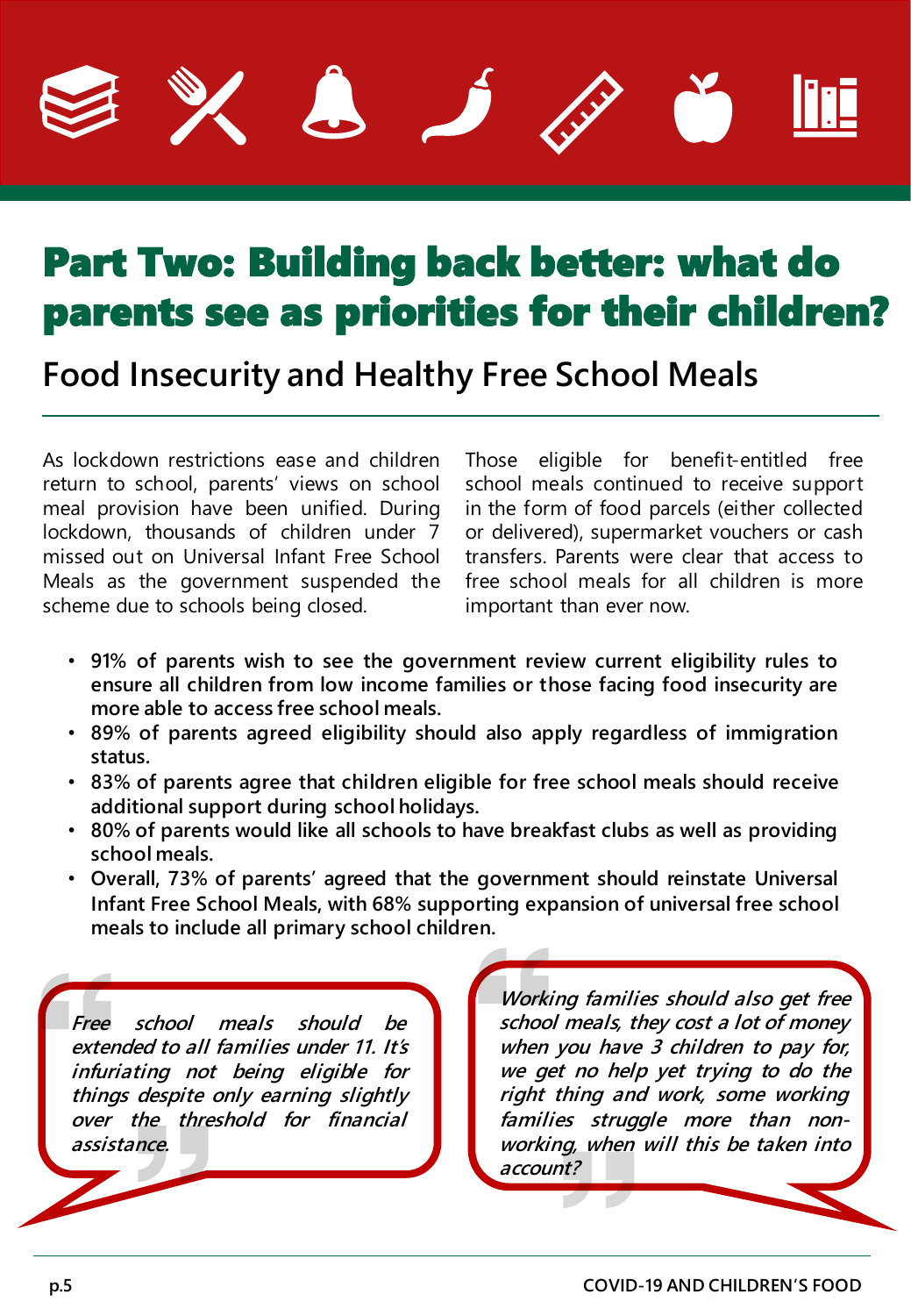# Part Two: Building back better: what do parents see as priorities for their children?

## Food Insecurity and Healthy Free School Meals

As lockdown restrictions ease and children return to school, parents' views on school meal provision have been unified. During lockdown, thousands of children under 7 missed out on Universal Infant Free School Meals as the government suspended the scheme due to schools being closed.

Those eligible for benefit-entitled free school meals continued to receive support in the form of food parcels (either collected or delivered), supermarket vouchers or cash transfers. Parents were clear that access to free school meals for all children is more important than ever now.

- **91% of parents wish to see the government review current eligibility rules to ensure all children from low income families or those facing food insecurity are more able to access free school meals.**
- **89% of parents agreed eligibility should also apply regardless of immigration status.**
- **83% of parents agree that children eligible for free school meals should receive additional support during school holidays.**
- **80% of parents would like all schools to have breakfast clubs as well as providing school meals.**
- **Overall, 73% of parents' agreed that the government should reinstate Universal Infant Free School Meals, with 68% supporting expansion of universal free school meals to include all primary school children.**

> *Free school meals should be extended to all families under 11. It's infuriating not being eligible for things despite only earning slightly over the threshold for financial assistance.*

> *Working families should also get free school meals, they cost a lot of money when you have 3 children to pay for, we get no help yet trying to do the right thing and work, some working families struggle more than non-working, when will this be taken into account?*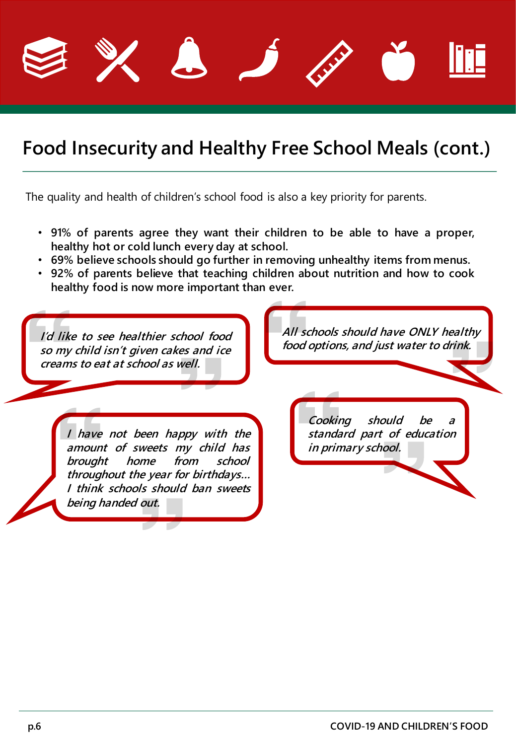# Food Insecurity and Healthy Free School Meals (cont.)

The quality and health of children's school food is also a key priority for parents.

- **91% of parents agree they want their children to be able to have a proper, healthy hot or cold lunch every day at school.**
- **69% believe schools should go further in removing unhealthy items from menus.**
- **92% of parents believe that teaching children about nutrition and how to cook healthy food is now more important than ever.**

> *I'd like to see healthier school food so my child isn't given cakes and ice creams to eat at school as well.*

> *All schools should have ONLY healthy food options, and just water to drink.*

> *I have not been happy with the amount of sweets my child has brought home from school throughout the year for birthdays… I think schools should ban sweets being handed out.*

> *Cooking should be a standard part of education in primary school.*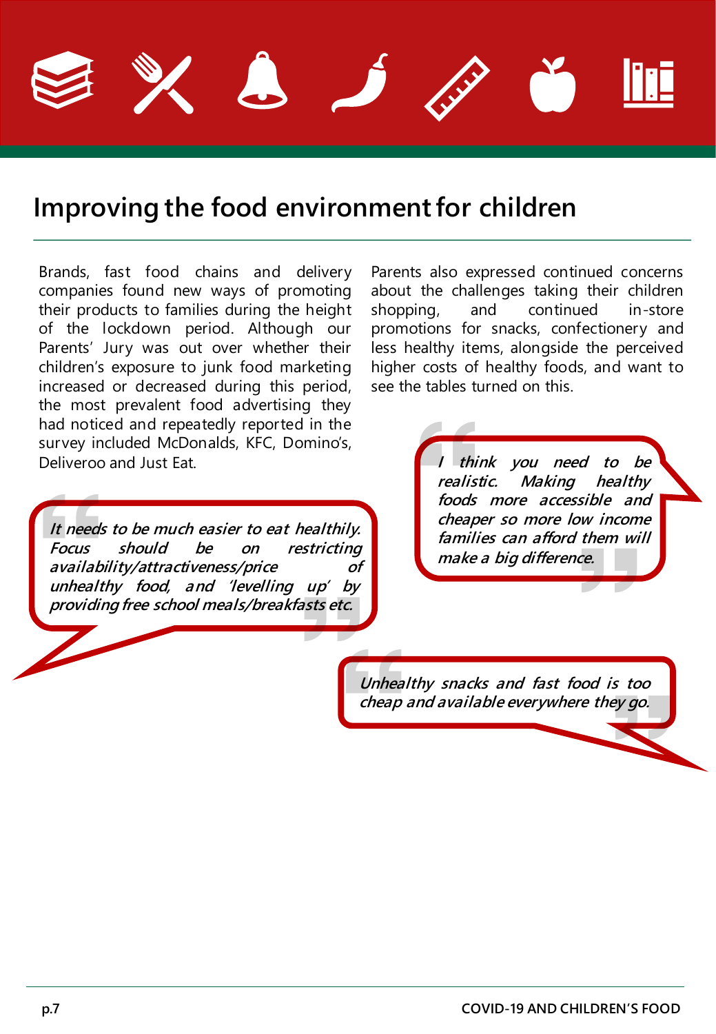# Improving the food environment for children

Brands, fast food chains and delivery companies found new ways of promoting their products to families during the height of the lockdown period. Although our Parents' Jury was out over whether their children's exposure to junk food marketing increased or decreased during this period, the most prevalent food advertising they had noticed and repeatedly reported in the survey included McDonalds, KFC, Domino's, Deliveroo and Just Eat.

> *It needs to be much easier to eat healthily. Focus should be on restricting availability/attractiveness/price of unhealthy food, and 'levelling up' by providing free school meals/breakfasts etc.*

Parents also expressed continued concerns about the challenges taking their children shopping, and continued in-store promotions for snacks, confectionery and less healthy items, alongside the perceived higher costs of healthy foods, and want to see the tables turned on this.

> *I think you need to be realistic. Making healthy foods more accessible and cheaper so more low income families can afford them will make a big difference.*

> *Unhealthy snacks and fast food is too cheap and available everywhere they go.*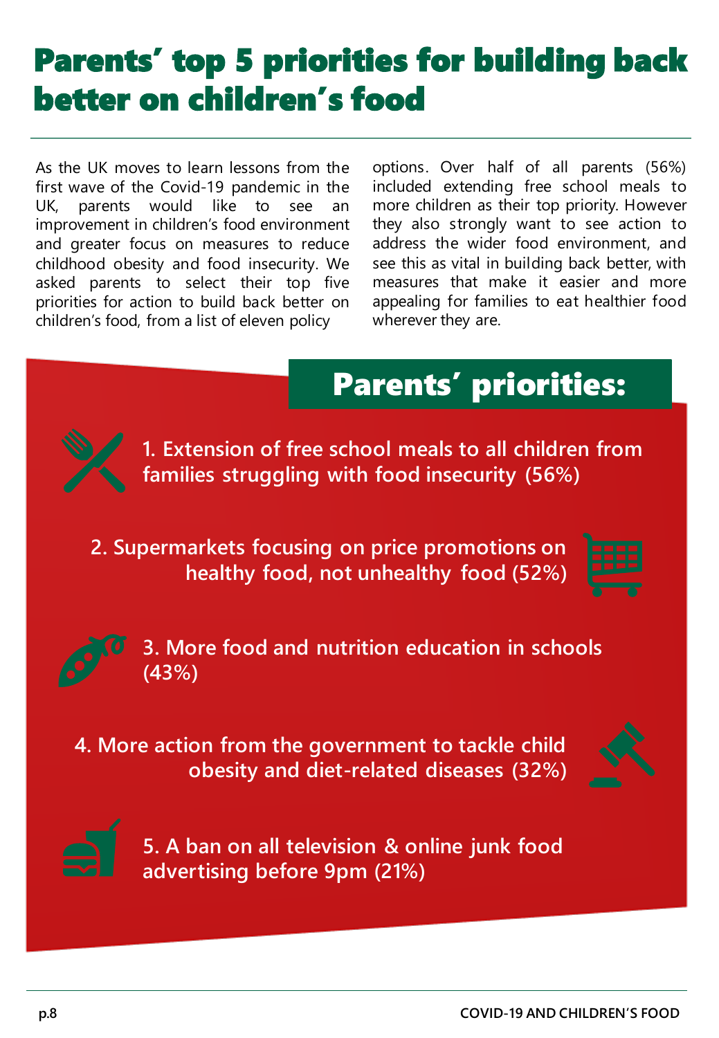# Parents' top 5 priorities for building back better on children's food

As the UK moves to learn lessons from the first wave of the Covid-19 pandemic in the UK, parents would like to see an improvement in children's food environment and greater focus on measures to reduce childhood obesity and food insecurity. We asked parents to select their top five priorities for action to build back better on children's food, from a list of eleven policy options. Over half of all parents (56%) included extending free school meals to more children as their top priority. However they also strongly want to see action to address the wider food environment, and see this as vital in building back better, with measures that make it easier and more appealing for families to eat healthier food wherever they are.

## Parents' priorities:

1. Extension of free school meals to all children from families struggling with food insecurity (56%)
2. Supermarkets focusing on price promotions on healthy food, not unhealthy food (52%)
3. More food and nutrition education in schools (43%)
4. More action from the government to tackle child obesity and diet-related diseases (32%)
5. A ban on all television & online junk food advertising before 9pm (21%)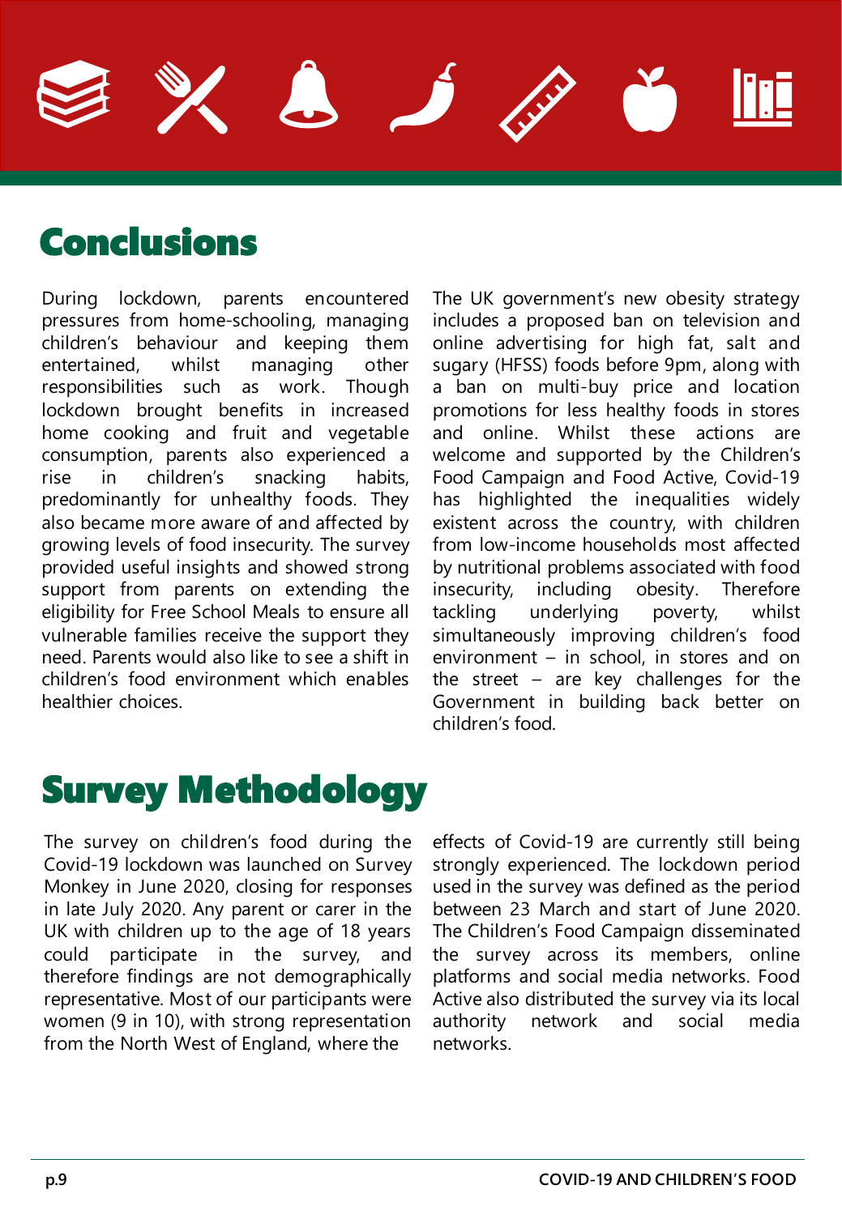## Conclusions

During lockdown, parents encountered pressures from home-schooling, managing children's behaviour and keeping them entertained, whilst managing other responsibilities such as work. Though lockdown brought benefits in increased home cooking and fruit and vegetable consumption, parents also experienced a rise in children's snacking habits, predominantly for unhealthy foods. They also became more aware of and affected by growing levels of food insecurity. The survey provided useful insights and showed strong support from parents on extending the eligibility for Free School Meals to ensure all vulnerable families receive the support they need. Parents would also like to see a shift in children's food environment which enables healthier choices.

The UK government's new obesity strategy includes a proposed ban on television and online advertising for high fat, salt and sugary (HFSS) foods before 9pm, along with a ban on multi-buy price and location promotions for less healthy foods in stores and online. Whilst these actions are welcome and supported by the Children's Food Campaign and Food Active, Covid-19 has highlighted the inequalities widely existent across the country, with children from low-income households most affected by nutritional problems associated with food insecurity, including obesity. Therefore tackling underlying poverty, whilst simultaneously improving children's food environment – in school, in stores and on the street – are key challenges for the Government in building back better on children's food.

## Survey Methodology

The survey on children's food during the Covid-19 lockdown was launched on Survey Monkey in June 2020, closing for responses in late July 2020. Any parent or carer in the UK with children up to the age of 18 years could participate in the survey, and therefore findings are not demographically representative. Most of our participants were women (9 in 10), with strong representation from the North West of England, where the effects of Covid-19 are currently still being strongly experienced. The lockdown period used in the survey was defined as the period between 23 March and start of June 2020. The Children's Food Campaign disseminated the survey across its members, online platforms and social media networks. Food Active also distributed the survey via its local authority network and social media networks.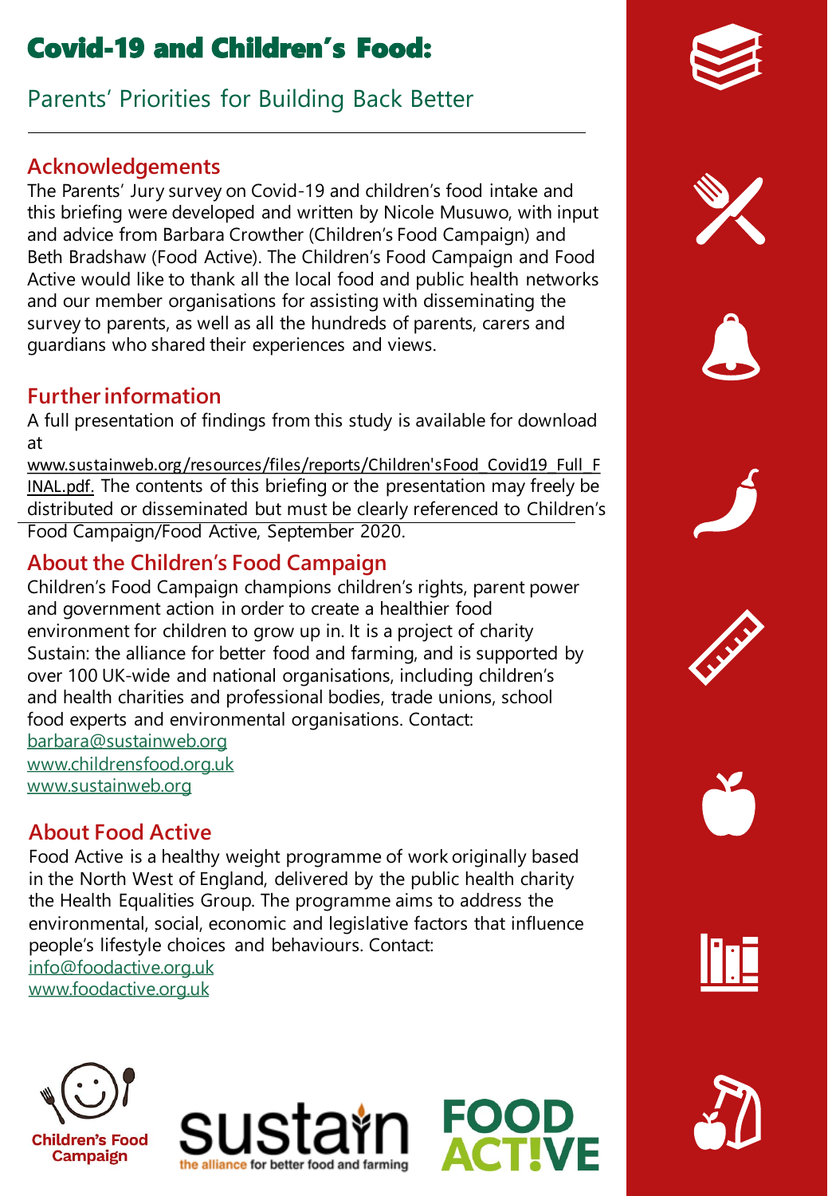# Covid-19 and Children's Food:

## Parents' Priorities for Building Back Better

### Acknowledgements

The Parents' Jury survey on Covid-19 and children's food intake and this briefing were developed and written by Nicole Musuwo, with input and advice from Barbara Crowther (Children's Food Campaign) and Beth Bradshaw (Food Active). The Children's Food Campaign and Food Active would like to thank all the local food and public health networks and our member organisations for assisting with disseminating the survey to parents, as well as all the hundreds of parents, carers and guardians who shared their experiences and views.

### Further information

A full presentation of findings from this study is available for download at www.sustainweb.org/resources/files/reports/Children'sFood_Covid19_Full_FINAL.pdf. The contents of this briefing or the presentation may freely be distributed or disseminated but must be clearly referenced to Children's Food Campaign/Food Active, September 2020.

### About the Children's Food Campaign

Children's Food Campaign champions children's rights, parent power and government action in order to create a healthier food environment for children to grow up in. It is a project of charity Sustain: the alliance for better food and farming, and is supported by over 100 UK-wide and national organisations, including children's and health charities and professional bodies, trade unions, school food experts and environmental organisations. Contact:
barbara@sustainweb.org
www.childrensfood.org.uk
www.sustainweb.org

### About Food Active

Food Active is a healthy weight programme of work originally based in the North West of England, delivered by the public health charity the Health Equalities Group. The programme aims to address the environmental, social, economic and legislative factors that influence people's lifestyle choices and behaviours. Contact:
info@foodactive.org.uk
www.foodactive.org.uk

Children's Food Campaign

sustain the alliance for better food and farming

FOOD ACT!VE